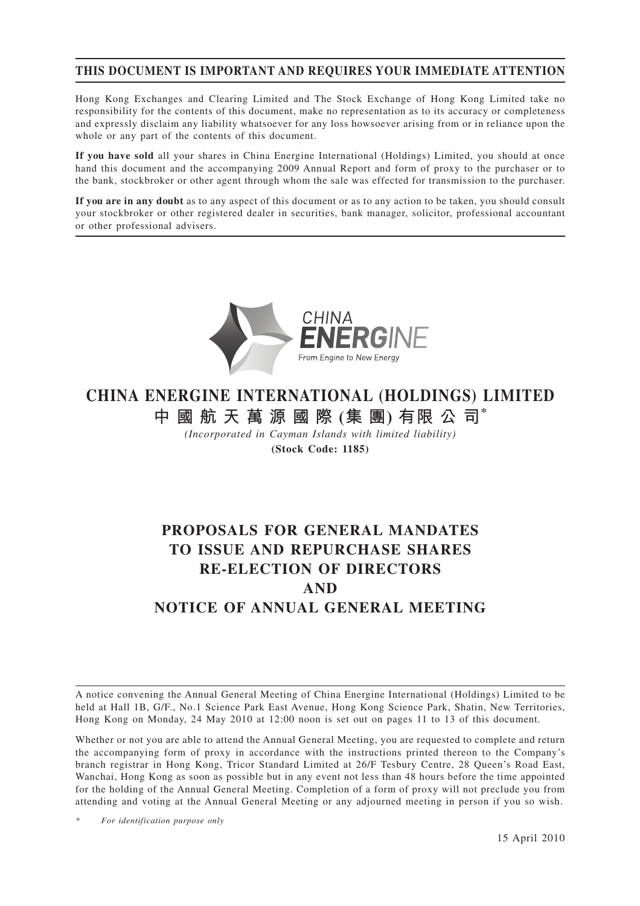**THIS DOCUMENT IS IMPORTANT AND REQUIRES YOUR IMMEDIATE ATTENTION**

Hong Kong Exchanges and Clearing Limited and The Stock Exchange of Hong Kong Limited take no responsibility for the contents of this document, make no representation as to its accuracy or completeness and expressly disclaim any liability whatsoever for any loss howsoever arising from or in reliance upon the whole or any part of the contents of this document.

**If you have sold** all your shares in China Energine International (Holdings) Limited, you should at once hand this document and the accompanying 2009 Annual Report and form of proxy to the purchaser or to the bank, stockbroker or other agent through whom the sale was effected for transmission to the purchaser.

**If you are in any doubt** as to any aspect of this document or as to any action to be taken, you should consult your stockbroker or other registered dealer in securities, bank manager, solicitor, professional accountant or other professional advisers.

CHINA ENERGINE
From Engine to New Energy

# CHINA ENERGINE INTERNATIONAL (HOLDINGS) LIMITED

# 中國航天萬源國際(集團)有限公司*

*(Incorporated in Cayman Islands with limited liability)*

**(Stock Code: 1185)**

## PROPOSALS FOR GENERAL MANDATES TO ISSUE AND REPURCHASE SHARES RE-ELECTION OF DIRECTORS AND NOTICE OF ANNUAL GENERAL MEETING

A notice convening the Annual General Meeting of China Energine International (Holdings) Limited to be held at Hall 1B, G/F., No.1 Science Park East Avenue, Hong Kong Science Park, Shatin, New Territories, Hong Kong on Monday, 24 May 2010 at 12:00 noon is set out on pages 11 to 13 of this document.

Whether or not you are able to attend the Annual General Meeting, you are requested to complete and return the accompanying form of proxy in accordance with the instructions printed thereon to the Company's branch registrar in Hong Kong, Tricor Standard Limited at 26/F Tesbury Centre, 28 Queen's Road East, Wanchai, Hong Kong as soon as possible but in any event not less than 48 hours before the time appointed for the holding of the Annual General Meeting. Completion of a form of proxy will not preclude you from attending and voting at the Annual General Meeting or any adjourned meeting in person if you so wish.

\* *For identification purpose only*

15 April 2010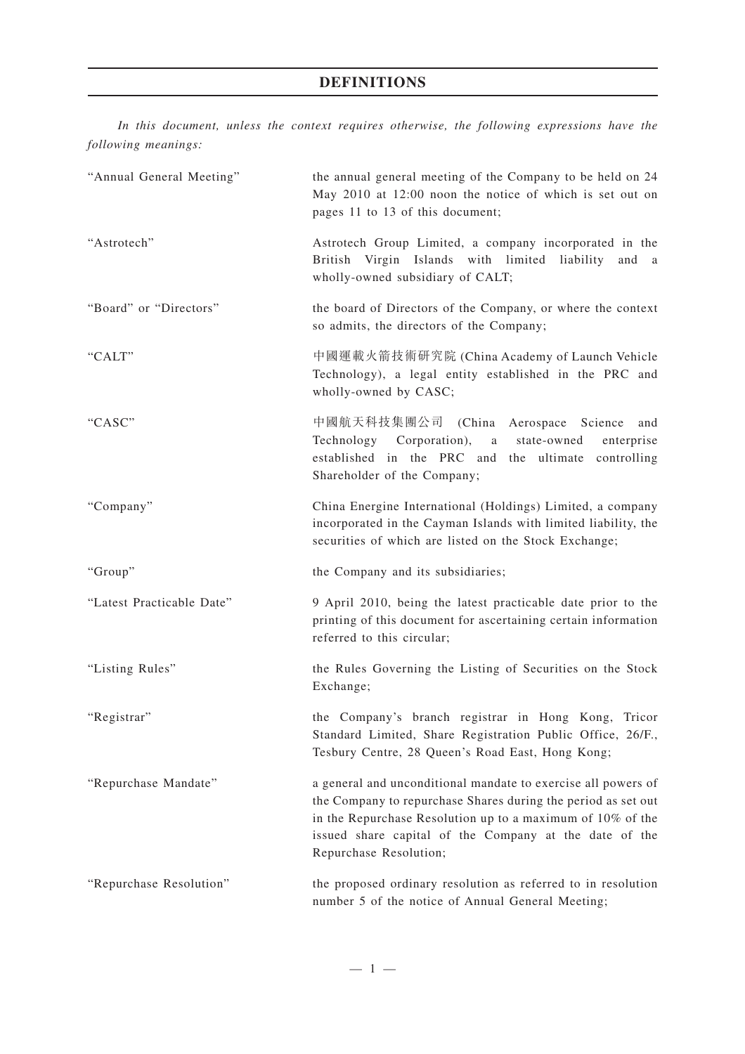# DEFINITIONS

*In this document, unless the context requires otherwise, the following expressions have the following meanings:*

| | |
|---|---|
| "Annual General Meeting" | the annual general meeting of the Company to be held on 24 May 2010 at 12:00 noon the notice of which is set out on pages 11 to 13 of this document; |
| "Astrotech" | Astrotech Group Limited, a company incorporated in the British Virgin Islands with limited liability and a wholly-owned subsidiary of CALT; |
| "Board" or "Directors" | the board of Directors of the Company, or where the context so admits, the directors of the Company; |
| "CALT" | 中國運載火箭技術研究院 (China Academy of Launch Vehicle Technology), a legal entity established in the PRC and wholly-owned by CASC; |
| "CASC" | 中國航天科技集團公司 (China Aerospace Science and Technology Corporation), a state-owned enterprise established in the PRC and the ultimate controlling Shareholder of the Company; |
| "Company" | China Energine International (Holdings) Limited, a company incorporated in the Cayman Islands with limited liability, the securities of which are listed on the Stock Exchange; |
| "Group" | the Company and its subsidiaries; |
| "Latest Practicable Date" | 9 April 2010, being the latest practicable date prior to the printing of this document for ascertaining certain information referred to this circular; |
| "Listing Rules" | the Rules Governing the Listing of Securities on the Stock Exchange; |
| "Registrar" | the Company's branch registrar in Hong Kong, Tricor Standard Limited, Share Registration Public Office, 26/F., Tesbury Centre, 28 Queen's Road East, Hong Kong; |
| "Repurchase Mandate" | a general and unconditional mandate to exercise all powers of the Company to repurchase Shares during the period as set out in the Repurchase Resolution up to a maximum of 10% of the issued share capital of the Company at the date of the Repurchase Resolution; |
| "Repurchase Resolution" | the proposed ordinary resolution as referred to in resolution number 5 of the notice of Annual General Meeting; |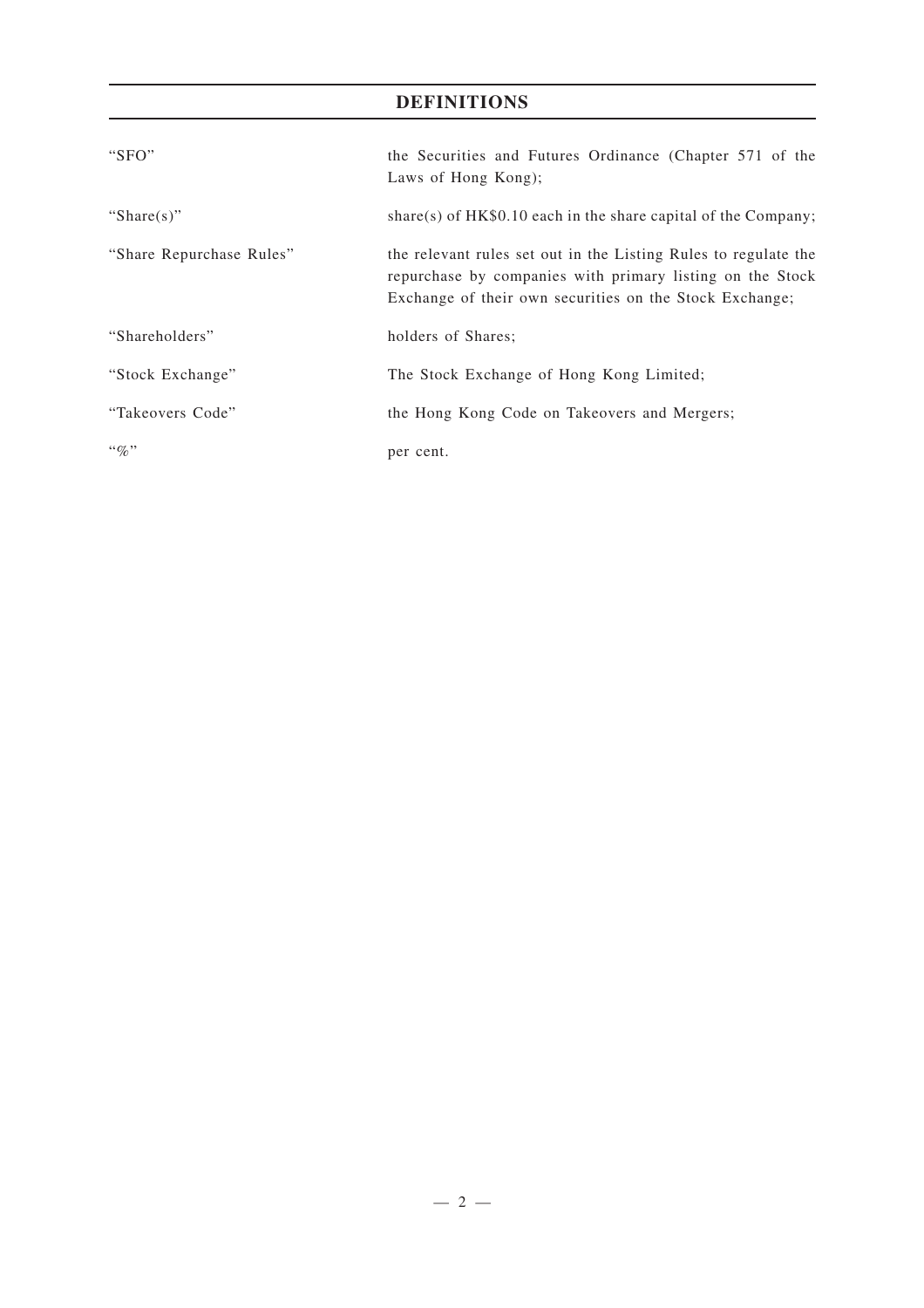## DEFINITIONS

| | |
|---|---|
| "SFO" | the Securities and Futures Ordinance (Chapter 571 of the Laws of Hong Kong); |
| "Share(s)" | share(s) of HK$0.10 each in the share capital of the Company; |
| "Share Repurchase Rules" | the relevant rules set out in the Listing Rules to regulate the repurchase by companies with primary listing on the Stock Exchange of their own securities on the Stock Exchange; |
| "Shareholders" | holders of Shares; |
| "Stock Exchange" | The Stock Exchange of Hong Kong Limited; |
| "Takeovers Code" | the Hong Kong Code on Takeovers and Mergers; |
| "%" | per cent. |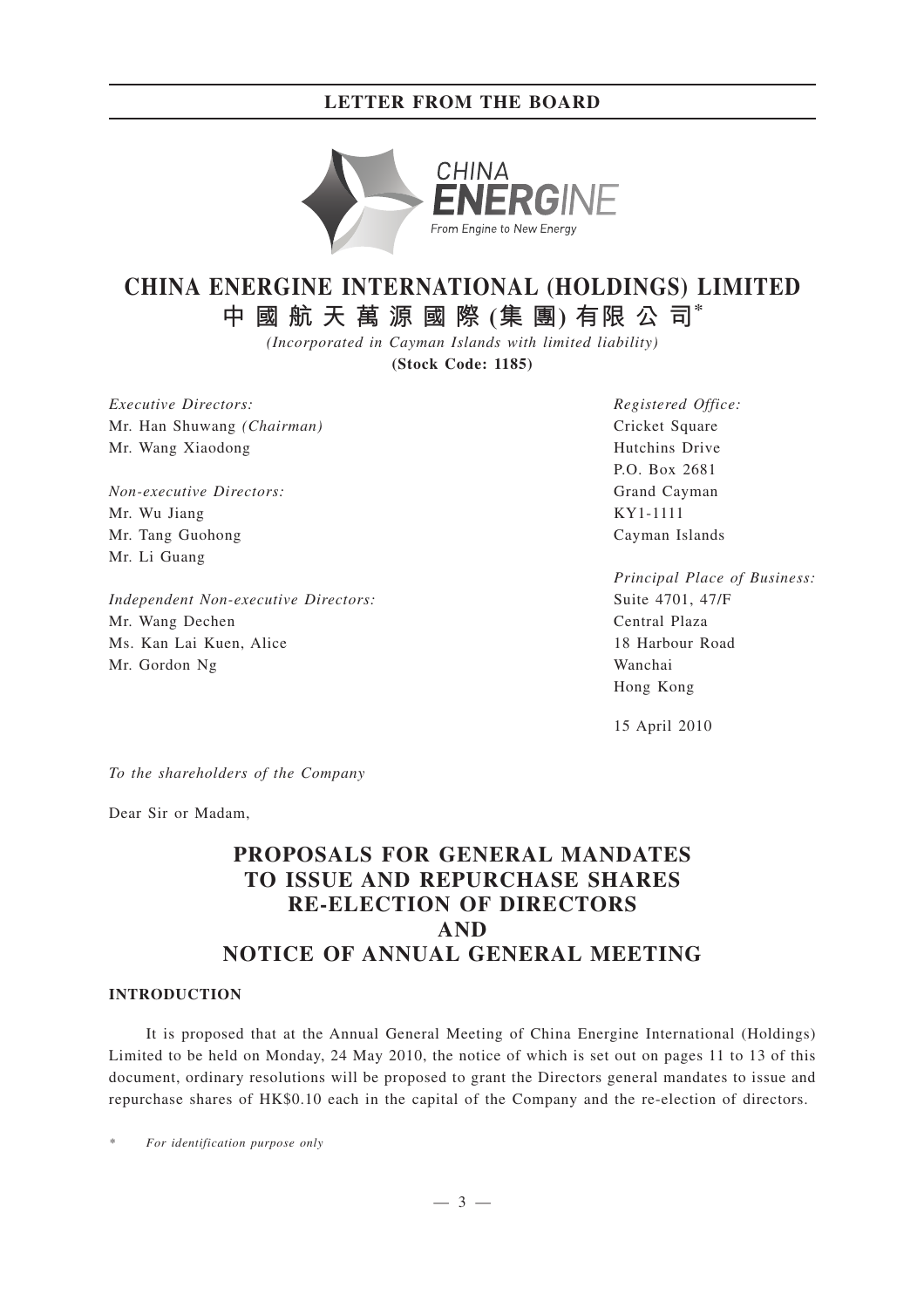# CHINA ENERGINE INTERNATIONAL (HOLDINGS) LIMITED

# 中國航天萬源國際(集團)有限公司*

*(Incorporated in Cayman Islands with limited liability)*

**(Stock Code: 1185)**

*Executive Directors:*
Mr. Han Shuwang *(Chairman)*
Mr. Wang Xiaodong

*Non-executive Directors:*
Mr. Wu Jiang
Mr. Tang Guohong
Mr. Li Guang

*Independent Non-executive Directors:*
Mr. Wang Dechen
Ms. Kan Lai Kuen, Alice
Mr. Gordon Ng

*Registered Office:*
Cricket Square
Hutchins Drive
P.O. Box 2681
Grand Cayman
KY1-1111
Cayman Islands

*Principal Place of Business:*
Suite 4701, 47/F
Central Plaza
18 Harbour Road
Wanchai
Hong Kong

15 April 2010

*To the shareholders of the Company*

Dear Sir or Madam,

## PROPOSALS FOR GENERAL MANDATES TO ISSUE AND REPURCHASE SHARES RE-ELECTION OF DIRECTORS AND NOTICE OF ANNUAL GENERAL MEETING

### INTRODUCTION

It is proposed that at the Annual General Meeting of China Energine International (Holdings) Limited to be held on Monday, 24 May 2010, the notice of which is set out on pages 11 to 13 of this document, ordinary resolutions will be proposed to grant the Directors general mandates to issue and repurchase shares of HK$0.10 each in the capital of the Company and the re-election of directors.

\* *For identification purpose only*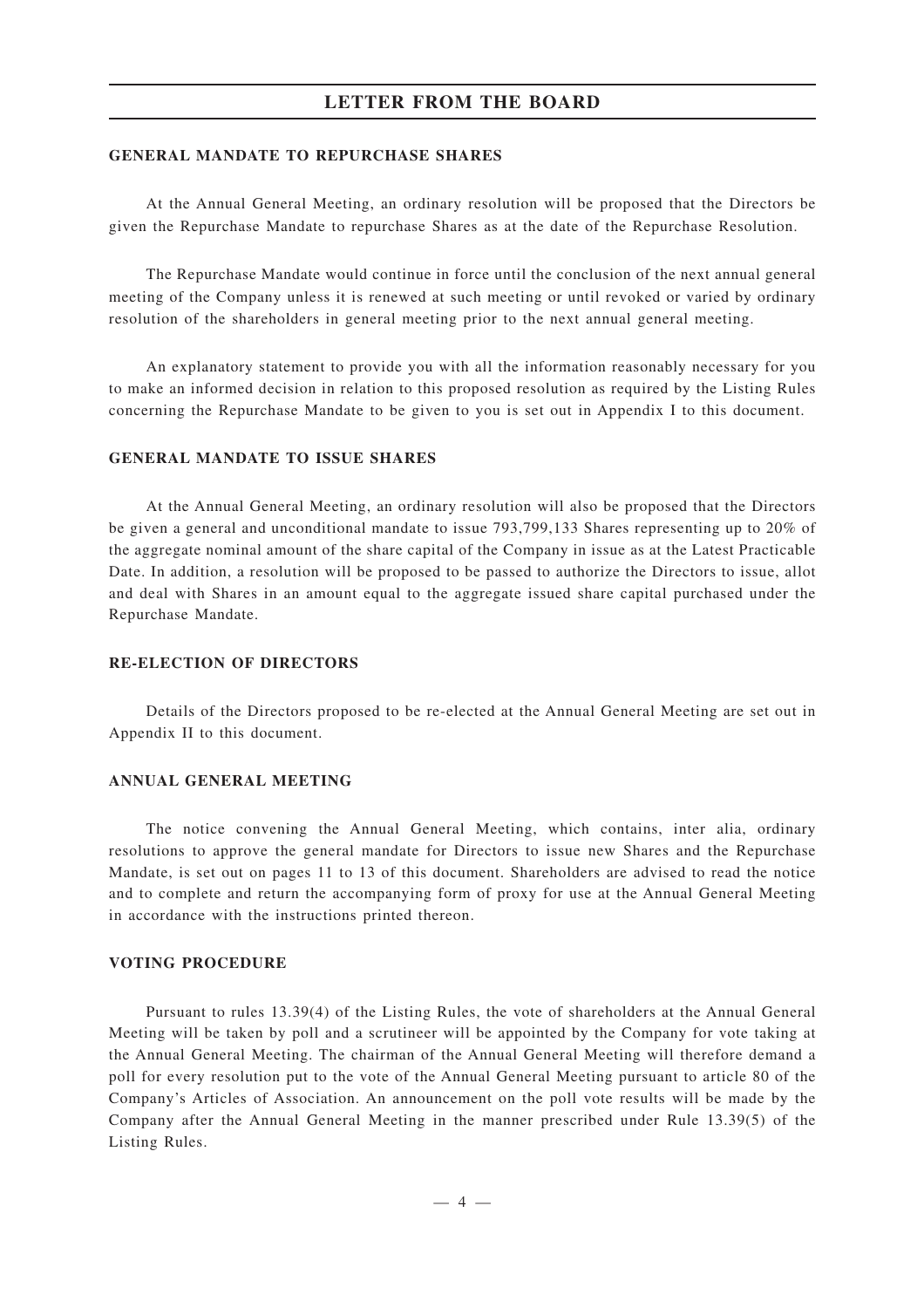## GENERAL MANDATE TO REPURCHASE SHARES

At the Annual General Meeting, an ordinary resolution will be proposed that the Directors be given the Repurchase Mandate to repurchase Shares as at the date of the Repurchase Resolution.

The Repurchase Mandate would continue in force until the conclusion of the next annual general meeting of the Company unless it is renewed at such meeting or until revoked or varied by ordinary resolution of the shareholders in general meeting prior to the next annual general meeting.

An explanatory statement to provide you with all the information reasonably necessary for you to make an informed decision in relation to this proposed resolution as required by the Listing Rules concerning the Repurchase Mandate to be given to you is set out in Appendix I to this document.

## GENERAL MANDATE TO ISSUE SHARES

At the Annual General Meeting, an ordinary resolution will also be proposed that the Directors be given a general and unconditional mandate to issue 793,799,133 Shares representing up to 20% of the aggregate nominal amount of the share capital of the Company in issue as at the Latest Practicable Date. In addition, a resolution will be proposed to be passed to authorize the Directors to issue, allot and deal with Shares in an amount equal to the aggregate issued share capital purchased under the Repurchase Mandate.

## RE-ELECTION OF DIRECTORS

Details of the Directors proposed to be re-elected at the Annual General Meeting are set out in Appendix II to this document.

## ANNUAL GENERAL MEETING

The notice convening the Annual General Meeting, which contains, inter alia, ordinary resolutions to approve the general mandate for Directors to issue new Shares and the Repurchase Mandate, is set out on pages 11 to 13 of this document. Shareholders are advised to read the notice and to complete and return the accompanying form of proxy for use at the Annual General Meeting in accordance with the instructions printed thereon.

## VOTING PROCEDURE

Pursuant to rules 13.39(4) of the Listing Rules, the vote of shareholders at the Annual General Meeting will be taken by poll and a scrutineer will be appointed by the Company for vote taking at the Annual General Meeting. The chairman of the Annual General Meeting will therefore demand a poll for every resolution put to the vote of the Annual General Meeting pursuant to article 80 of the Company's Articles of Association. An announcement on the poll vote results will be made by the Company after the Annual General Meeting in the manner prescribed under Rule 13.39(5) of the Listing Rules.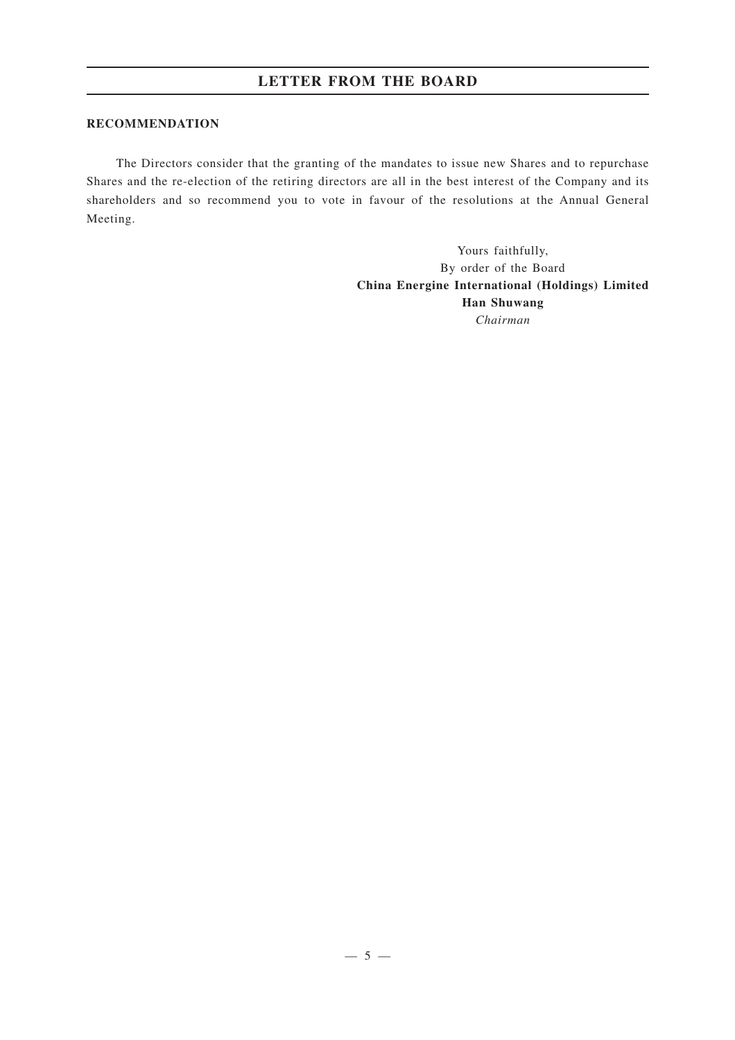## RECOMMENDATION

The Directors consider that the granting of the mandates to issue new Shares and to repurchase Shares and the re-election of the retiring directors are all in the best interest of the Company and its shareholders and so recommend you to vote in favour of the resolutions at the Annual General Meeting.

Yours faithfully,
By order of the Board
**China Energine International (Holdings) Limited**
**Han Shuwang**
*Chairman*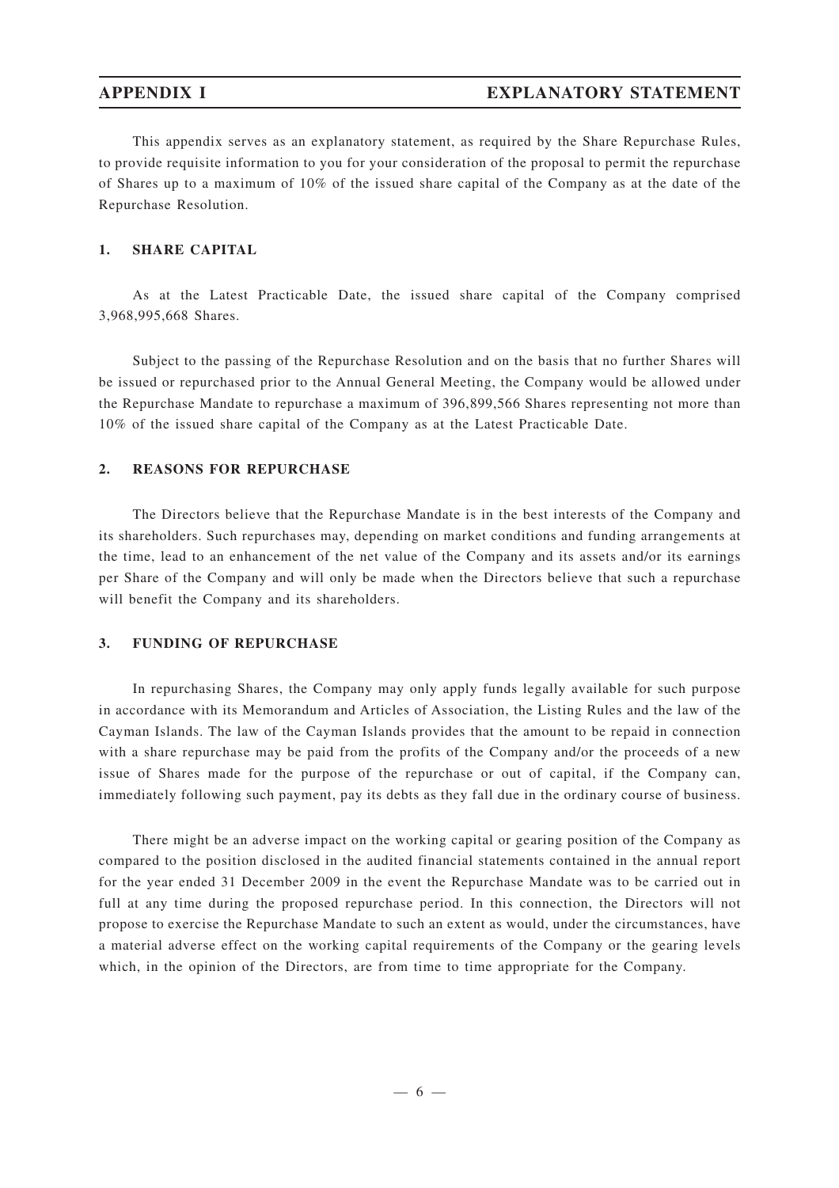# APPENDIX I — EXPLANATORY STATEMENT

This appendix serves as an explanatory statement, as required by the Share Repurchase Rules, to provide requisite information to you for your consideration of the proposal to permit the repurchase of Shares up to a maximum of 10% of the issued share capital of the Company as at the date of the Repurchase Resolution.

## 1. SHARE CAPITAL

As at the Latest Practicable Date, the issued share capital of the Company comprised 3,968,995,668 Shares.

Subject to the passing of the Repurchase Resolution and on the basis that no further Shares will be issued or repurchased prior to the Annual General Meeting, the Company would be allowed under the Repurchase Mandate to repurchase a maximum of 396,899,566 Shares representing not more than 10% of the issued share capital of the Company as at the Latest Practicable Date.

## 2. REASONS FOR REPURCHASE

The Directors believe that the Repurchase Mandate is in the best interests of the Company and its shareholders. Such repurchases may, depending on market conditions and funding arrangements at the time, lead to an enhancement of the net value of the Company and its assets and/or its earnings per Share of the Company and will only be made when the Directors believe that such a repurchase will benefit the Company and its shareholders.

## 3. FUNDING OF REPURCHASE

In repurchasing Shares, the Company may only apply funds legally available for such purpose in accordance with its Memorandum and Articles of Association, the Listing Rules and the law of the Cayman Islands. The law of the Cayman Islands provides that the amount to be repaid in connection with a share repurchase may be paid from the profits of the Company and/or the proceeds of a new issue of Shares made for the purpose of the repurchase or out of capital, if the Company can, immediately following such payment, pay its debts as they fall due in the ordinary course of business.

There might be an adverse impact on the working capital or gearing position of the Company as compared to the position disclosed in the audited financial statements contained in the annual report for the year ended 31 December 2009 in the event the Repurchase Mandate was to be carried out in full at any time during the proposed repurchase period. In this connection, the Directors will not propose to exercise the Repurchase Mandate to such an extent as would, under the circumstances, have a material adverse effect on the working capital requirements of the Company or the gearing levels which, in the opinion of the Directors, are from time to time appropriate for the Company.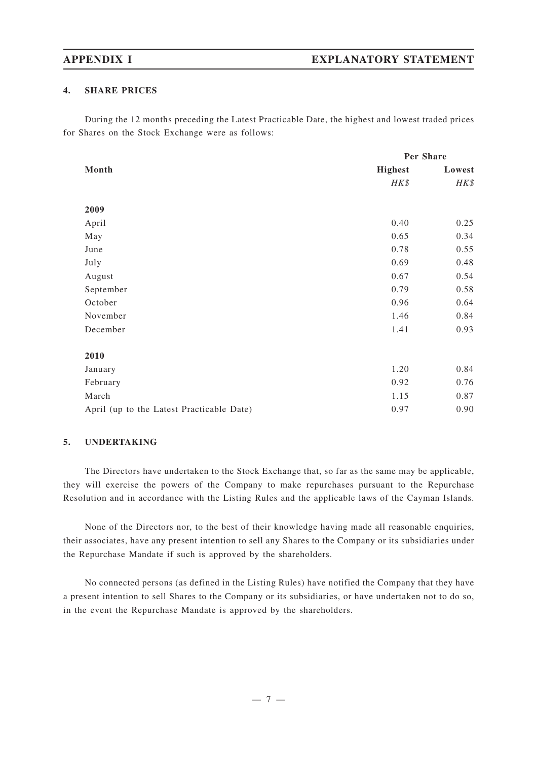## 4. SHARE PRICES

During the 12 months preceding the Latest Practicable Date, the highest and lowest traded prices for Shares on the Stock Exchange were as follows:

| Month | Per Share | |
|---|---|---|
| | Highest | Lowest |
| | *HK$* | *HK$* |
| **2009** | | |
| April | 0.40 | 0.25 |
| May | 0.65 | 0.34 |
| June | 0.78 | 0.55 |
| July | 0.69 | 0.48 |
| August | 0.67 | 0.54 |
| September | 0.79 | 0.58 |
| October | 0.96 | 0.64 |
| November | 1.46 | 0.84 |
| December | 1.41 | 0.93 |
| **2010** | | |
| January | 1.20 | 0.84 |
| February | 0.92 | 0.76 |
| March | 1.15 | 0.87 |
| April (up to the Latest Practicable Date) | 0.97 | 0.90 |

## 5. UNDERTAKING

The Directors have undertaken to the Stock Exchange that, so far as the same may be applicable, they will exercise the powers of the Company to make repurchases pursuant to the Repurchase Resolution and in accordance with the Listing Rules and the applicable laws of the Cayman Islands.

None of the Directors nor, to the best of their knowledge having made all reasonable enquiries, their associates, have any present intention to sell any Shares to the Company or its subsidiaries under the Repurchase Mandate if such is approved by the shareholders.

No connected persons (as defined in the Listing Rules) have notified the Company that they have a present intention to sell Shares to the Company or its subsidiaries, or have undertaken not to do so, in the event the Repurchase Mandate is approved by the shareholders.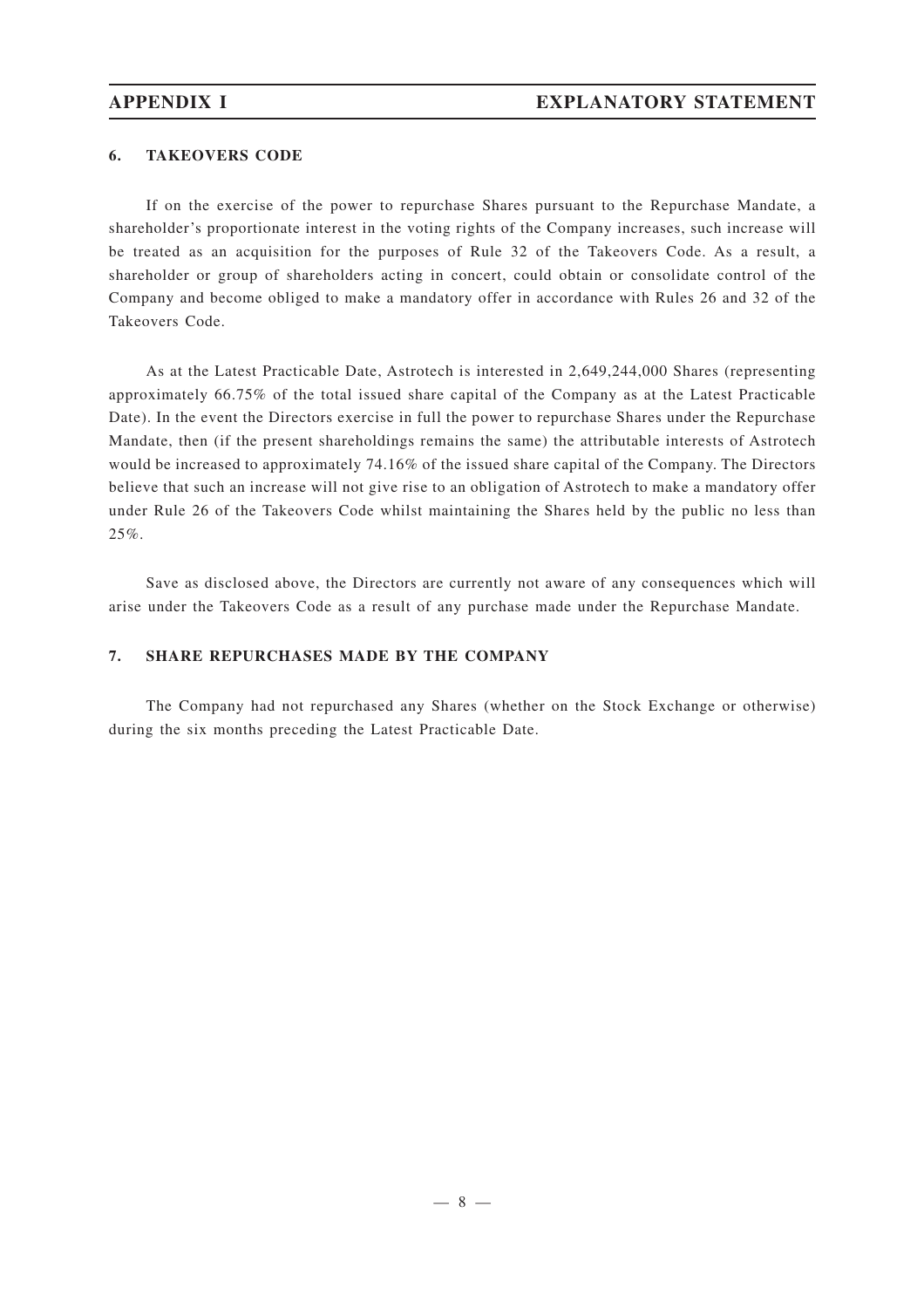## 6. TAKEOVERS CODE

If on the exercise of the power to repurchase Shares pursuant to the Repurchase Mandate, a shareholder's proportionate interest in the voting rights of the Company increases, such increase will be treated as an acquisition for the purposes of Rule 32 of the Takeovers Code. As a result, a shareholder or group of shareholders acting in concert, could obtain or consolidate control of the Company and become obliged to make a mandatory offer in accordance with Rules 26 and 32 of the Takeovers Code.

As at the Latest Practicable Date, Astrotech is interested in 2,649,244,000 Shares (representing approximately 66.75% of the total issued share capital of the Company as at the Latest Practicable Date). In the event the Directors exercise in full the power to repurchase Shares under the Repurchase Mandate, then (if the present shareholdings remains the same) the attributable interests of Astrotech would be increased to approximately 74.16% of the issued share capital of the Company. The Directors believe that such an increase will not give rise to an obligation of Astrotech to make a mandatory offer under Rule 26 of the Takeovers Code whilst maintaining the Shares held by the public no less than 25%.

Save as disclosed above, the Directors are currently not aware of any consequences which will arise under the Takeovers Code as a result of any purchase made under the Repurchase Mandate.

## 7. SHARE REPURCHASES MADE BY THE COMPANY

The Company had not repurchased any Shares (whether on the Stock Exchange or otherwise) during the six months preceding the Latest Practicable Date.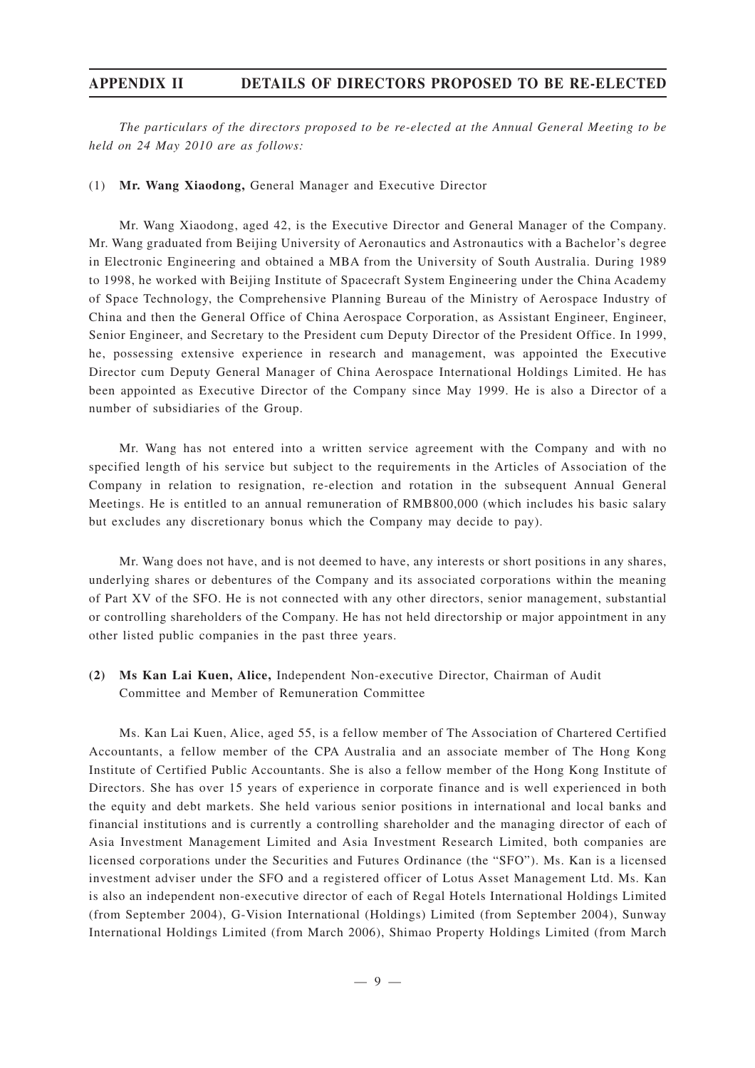# APPENDIX II DETAILS OF DIRECTORS PROPOSED TO BE RE-ELECTED

*The particulars of the directors proposed to be re-elected at the Annual General Meeting to be held on 24 May 2010 are as follows:*

(1) **Mr. Wang Xiaodong,** General Manager and Executive Director

Mr. Wang Xiaodong, aged 42, is the Executive Director and General Manager of the Company. Mr. Wang graduated from Beijing University of Aeronautics and Astronautics with a Bachelor's degree in Electronic Engineering and obtained a MBA from the University of South Australia. During 1989 to 1998, he worked with Beijing Institute of Spacecraft System Engineering under the China Academy of Space Technology, the Comprehensive Planning Bureau of the Ministry of Aerospace Industry of China and then the General Office of China Aerospace Corporation, as Assistant Engineer, Engineer, Senior Engineer, and Secretary to the President cum Deputy Director of the President Office. In 1999, he, possessing extensive experience in research and management, was appointed the Executive Director cum Deputy General Manager of China Aerospace International Holdings Limited. He has been appointed as Executive Director of the Company since May 1999. He is also a Director of a number of subsidiaries of the Group.

Mr. Wang has not entered into a written service agreement with the Company and with no specified length of his service but subject to the requirements in the Articles of Association of the Company in relation to resignation, re-election and rotation in the subsequent Annual General Meetings. He is entitled to an annual remuneration of RMB800,000 (which includes his basic salary but excludes any discretionary bonus which the Company may decide to pay).

Mr. Wang does not have, and is not deemed to have, any interests or short positions in any shares, underlying shares or debentures of the Company and its associated corporations within the meaning of Part XV of the SFO. He is not connected with any other directors, senior management, substantial or controlling shareholders of the Company. He has not held directorship or major appointment in any other listed public companies in the past three years.

**(2) Ms Kan Lai Kuen, Alice,** Independent Non-executive Director, Chairman of Audit Committee and Member of Remuneration Committee

Ms. Kan Lai Kuen, Alice, aged 55, is a fellow member of The Association of Chartered Certified Accountants, a fellow member of the CPA Australia and an associate member of The Hong Kong Institute of Certified Public Accountants. She is also a fellow member of the Hong Kong Institute of Directors. She has over 15 years of experience in corporate finance and is well experienced in both the equity and debt markets. She held various senior positions in international and local banks and financial institutions and is currently a controlling shareholder and the managing director of each of Asia Investment Management Limited and Asia Investment Research Limited, both companies are licensed corporations under the Securities and Futures Ordinance (the "SFO"). Ms. Kan is a licensed investment adviser under the SFO and a registered officer of Lotus Asset Management Ltd. Ms. Kan is also an independent non-executive director of each of Regal Hotels International Holdings Limited (from September 2004), G-Vision International (Holdings) Limited (from September 2004), Sunway International Holdings Limited (from March 2006), Shimao Property Holdings Limited (from March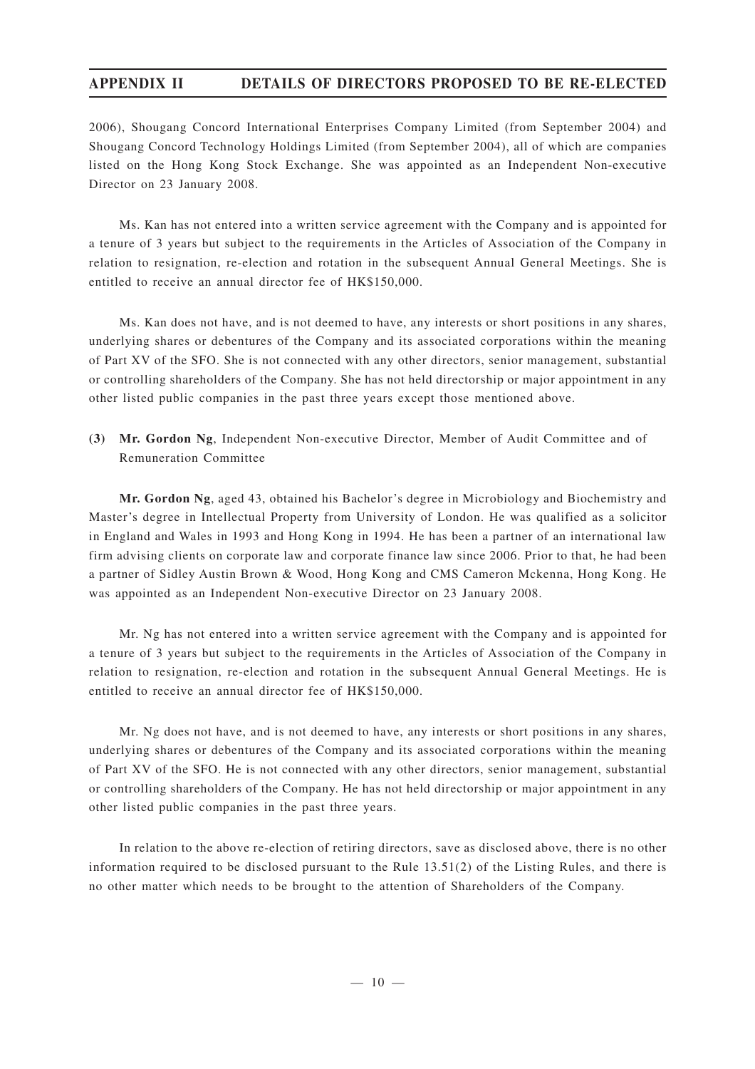2006), Shougang Concord International Enterprises Company Limited (from September 2004) and Shougang Concord Technology Holdings Limited (from September 2004), all of which are companies listed on the Hong Kong Stock Exchange. She was appointed as an Independent Non-executive Director on 23 January 2008.

Ms. Kan has not entered into a written service agreement with the Company and is appointed for a tenure of 3 years but subject to the requirements in the Articles of Association of the Company in relation to resignation, re-election and rotation in the subsequent Annual General Meetings. She is entitled to receive an annual director fee of HK$150,000.

Ms. Kan does not have, and is not deemed to have, any interests or short positions in any shares, underlying shares or debentures of the Company and its associated corporations within the meaning of Part XV of the SFO. She is not connected with any other directors, senior management, substantial or controlling shareholders of the Company. She has not held directorship or major appointment in any other listed public companies in the past three years except those mentioned above.

**(3) Mr. Gordon Ng**, Independent Non-executive Director, Member of Audit Committee and of Remuneration Committee

**Mr. Gordon Ng**, aged 43, obtained his Bachelor's degree in Microbiology and Biochemistry and Master's degree in Intellectual Property from University of London. He was qualified as a solicitor in England and Wales in 1993 and Hong Kong in 1994. He has been a partner of an international law firm advising clients on corporate law and corporate finance law since 2006. Prior to that, he had been a partner of Sidley Austin Brown & Wood, Hong Kong and CMS Cameron Mckenna, Hong Kong. He was appointed as an Independent Non-executive Director on 23 January 2008.

Mr. Ng has not entered into a written service agreement with the Company and is appointed for a tenure of 3 years but subject to the requirements in the Articles of Association of the Company in relation to resignation, re-election and rotation in the subsequent Annual General Meetings. He is entitled to receive an annual director fee of HK$150,000.

Mr. Ng does not have, and is not deemed to have, any interests or short positions in any shares, underlying shares or debentures of the Company and its associated corporations within the meaning of Part XV of the SFO. He is not connected with any other directors, senior management, substantial or controlling shareholders of the Company. He has not held directorship or major appointment in any other listed public companies in the past three years.

In relation to the above re-election of retiring directors, save as disclosed above, there is no other information required to be disclosed pursuant to the Rule 13.51(2) of the Listing Rules, and there is no other matter which needs to be brought to the attention of Shareholders of the Company.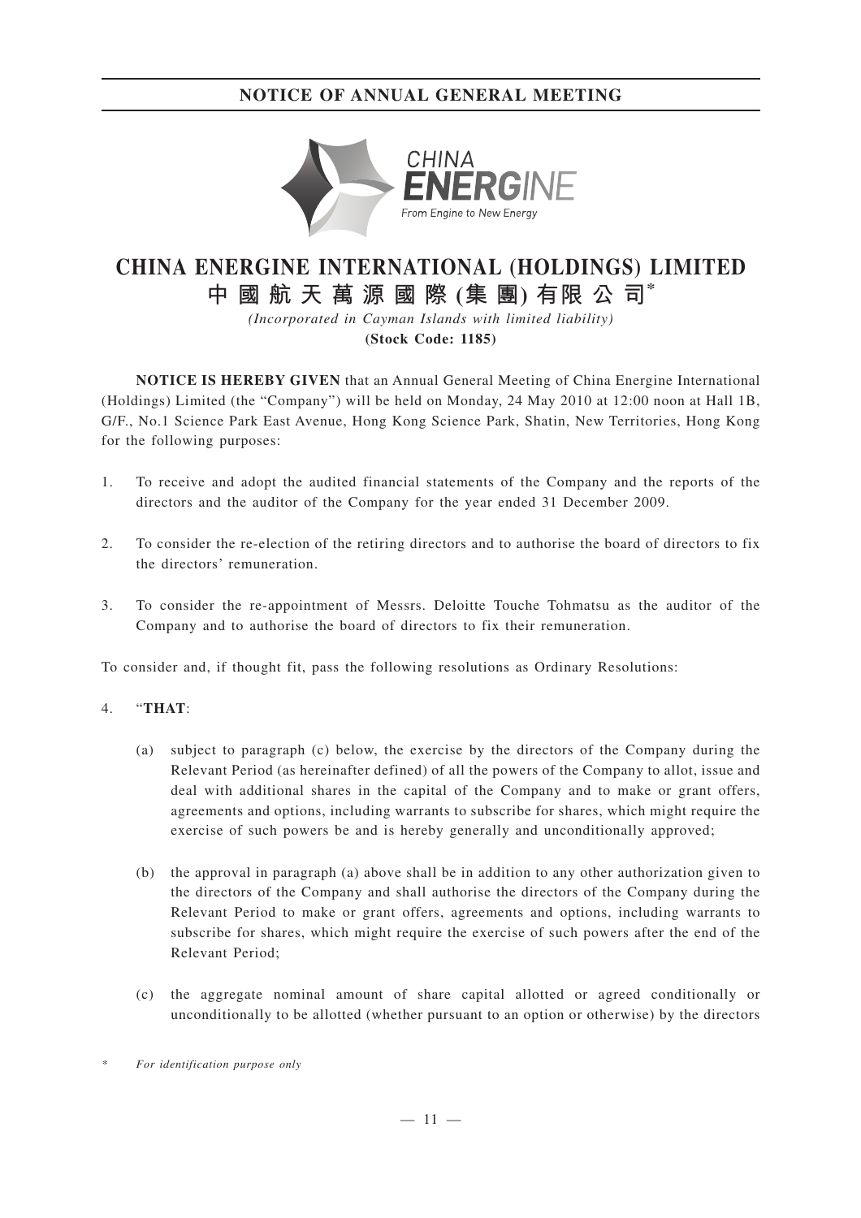# NOTICE OF ANNUAL GENERAL MEETING

# CHINA ENERGINE INTERNATIONAL (HOLDINGS) LIMITED
# 中國航天萬源國際(集團)有限公司*

*(Incorporated in Cayman Islands with limited liability)*

**(Stock Code: 1185)**

**NOTICE IS HEREBY GIVEN** that an Annual General Meeting of China Energine International (Holdings) Limited (the "Company") will be held on Monday, 24 May 2010 at 12:00 noon at Hall 1B, G/F., No.1 Science Park East Avenue, Hong Kong Science Park, Shatin, New Territories, Hong Kong for the following purposes:

1. To receive and adopt the audited financial statements of the Company and the reports of the directors and the auditor of the Company for the year ended 31 December 2009.

2. To consider the re-election of the retiring directors and to authorise the board of directors to fix the directors' remuneration.

3. To consider the re-appointment of Messrs. Deloitte Touche Tohmatsu as the auditor of the Company and to authorise the board of directors to fix their remuneration.

To consider and, if thought fit, pass the following resolutions as Ordinary Resolutions:

4. "**THAT**:

   (a) subject to paragraph (c) below, the exercise by the directors of the Company during the Relevant Period (as hereinafter defined) of all the powers of the Company to allot, issue and deal with additional shares in the capital of the Company and to make or grant offers, agreements and options, including warrants to subscribe for shares, which might require the exercise of such powers be and is hereby generally and unconditionally approved;

   (b) the approval in paragraph (a) above shall be in addition to any other authorization given to the directors of the Company and shall authorise the directors of the Company during the Relevant Period to make or grant offers, agreements and options, including warrants to subscribe for shares, which might require the exercise of such powers after the end of the Relevant Period;

   (c) the aggregate nominal amount of share capital allotted or agreed conditionally or unconditionally to be allotted (whether pursuant to an option or otherwise) by the directors

\* *For identification purpose only*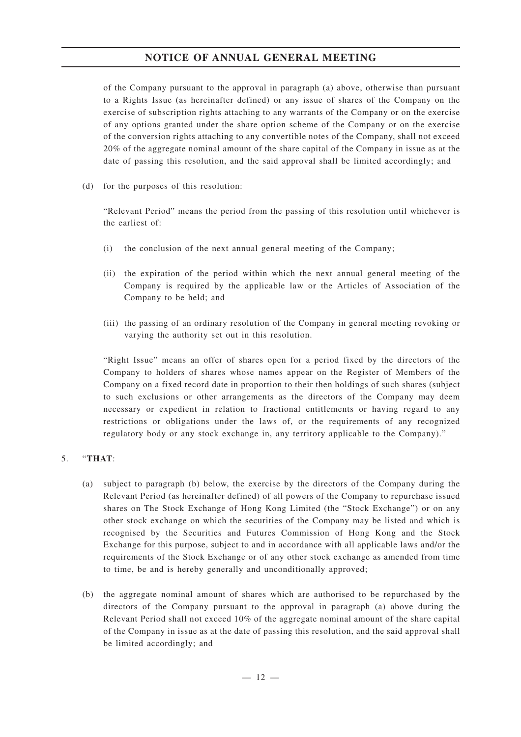of the Company pursuant to the approval in paragraph (a) above, otherwise than pursuant to a Rights Issue (as hereinafter defined) or any issue of shares of the Company on the exercise of subscription rights attaching to any warrants of the Company or on the exercise of any options granted under the share option scheme of the Company or on the exercise of the conversion rights attaching to any convertible notes of the Company, shall not exceed 20% of the aggregate nominal amount of the share capital of the Company in issue as at the date of passing this resolution, and the said approval shall be limited accordingly; and

(d) for the purposes of this resolution:

"Relevant Period" means the period from the passing of this resolution until whichever is the earliest of:

(i) the conclusion of the next annual general meeting of the Company;

(ii) the expiration of the period within which the next annual general meeting of the Company is required by the applicable law or the Articles of Association of the Company to be held; and

(iii) the passing of an ordinary resolution of the Company in general meeting revoking or varying the authority set out in this resolution.

"Right Issue" means an offer of shares open for a period fixed by the directors of the Company to holders of shares whose names appear on the Register of Members of the Company on a fixed record date in proportion to their then holdings of such shares (subject to such exclusions or other arrangements as the directors of the Company may deem necessary or expedient in relation to fractional entitlements or having regard to any restrictions or obligations under the laws of, or the requirements of any recognized regulatory body or any stock exchange in, any territory applicable to the Company)."

5. "**THAT**:

(a) subject to paragraph (b) below, the exercise by the directors of the Company during the Relevant Period (as hereinafter defined) of all powers of the Company to repurchase issued shares on The Stock Exchange of Hong Kong Limited (the "Stock Exchange") or on any other stock exchange on which the securities of the Company may be listed and which is recognised by the Securities and Futures Commission of Hong Kong and the Stock Exchange for this purpose, subject to and in accordance with all applicable laws and/or the requirements of the Stock Exchange or of any other stock exchange as amended from time to time, be and is hereby generally and unconditionally approved;

(b) the aggregate nominal amount of shares which are authorised to be repurchased by the directors of the Company pursuant to the approval in paragraph (a) above during the Relevant Period shall not exceed 10% of the aggregate nominal amount of the share capital of the Company in issue as at the date of passing this resolution, and the said approval shall be limited accordingly; and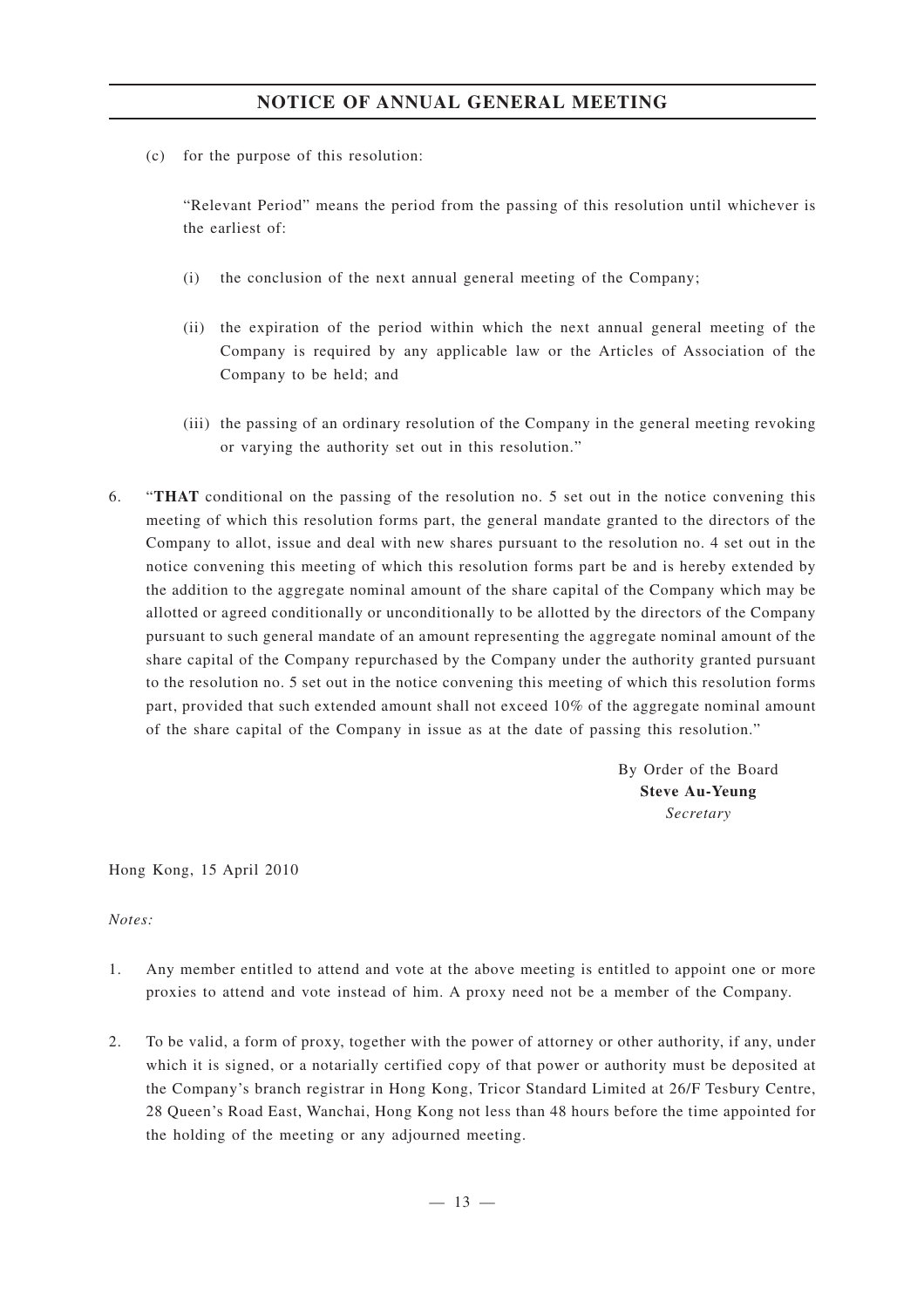(c) for the purpose of this resolution:

"Relevant Period" means the period from the passing of this resolution until whichever is the earliest of:

(i) the conclusion of the next annual general meeting of the Company;

(ii) the expiration of the period within which the next annual general meeting of the Company is required by any applicable law or the Articles of Association of the Company to be held; and

(iii) the passing of an ordinary resolution of the Company in the general meeting revoking or varying the authority set out in this resolution."

6. "**THAT** conditional on the passing of the resolution no. 5 set out in the notice convening this meeting of which this resolution forms part, the general mandate granted to the directors of the Company to allot, issue and deal with new shares pursuant to the resolution no. 4 set out in the notice convening this meeting of which this resolution forms part be and is hereby extended by the addition to the aggregate nominal amount of the share capital of the Company which may be allotted or agreed conditionally or unconditionally to be allotted by the directors of the Company pursuant to such general mandate of an amount representing the aggregate nominal amount of the share capital of the Company repurchased by the Company under the authority granted pursuant to the resolution no. 5 set out in the notice convening this meeting of which this resolution forms part, provided that such extended amount shall not exceed 10% of the aggregate nominal amount of the share capital of the Company in issue as at the date of passing this resolution."

By Order of the Board
**Steve Au-Yeung**
*Secretary*

Hong Kong, 15 April 2010

*Notes:*

1. Any member entitled to attend and vote at the above meeting is entitled to appoint one or more proxies to attend and vote instead of him. A proxy need not be a member of the Company.

2. To be valid, a form of proxy, together with the power of attorney or other authority, if any, under which it is signed, or a notarially certified copy of that power or authority must be deposited at the Company's branch registrar in Hong Kong, Tricor Standard Limited at 26/F Tesbury Centre, 28 Queen's Road East, Wanchai, Hong Kong not less than 48 hours before the time appointed for the holding of the meeting or any adjourned meeting.